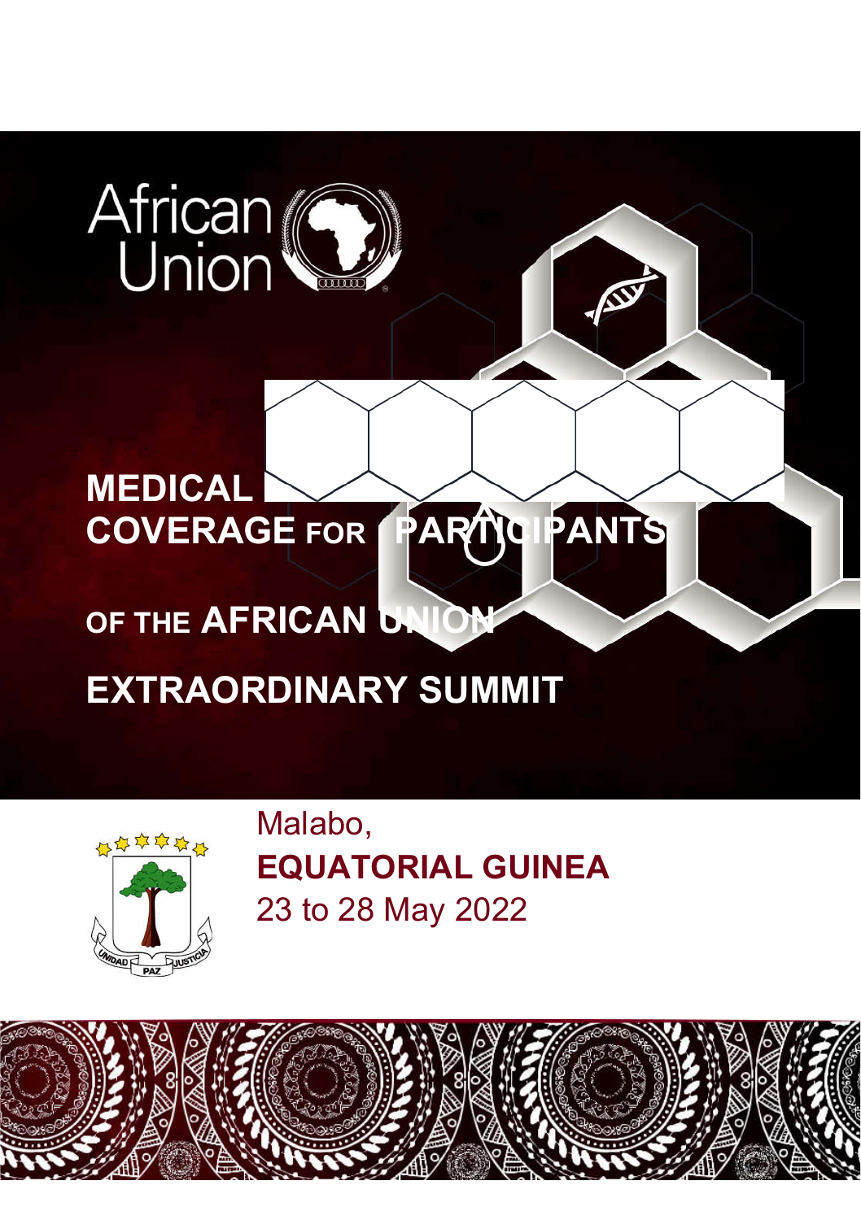African Union

# MEDICAL COVERAGE FOR PARTICIPANTS OF THE AFRICAN UNION EXTRAORDINARY SUMMIT

Malabo,

**EQUATORIAL GUINEA**

23 to 28 May 2022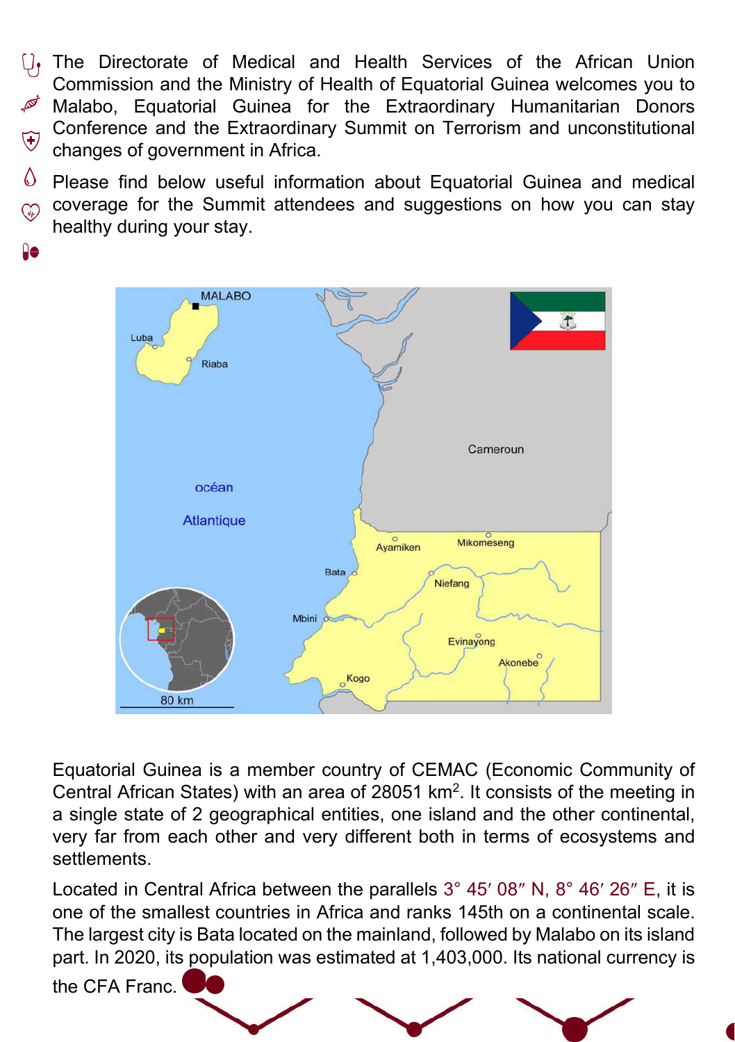The Directorate of Medical and Health Services of the African Union Commission and the Ministry of Health of Equatorial Guinea welcomes you to Malabo, Equatorial Guinea for the Extraordinary Humanitarian Donors Conference and the Extraordinary Summit on Terrorism and unconstitutional changes of government in Africa.

Please find below useful information about Equatorial Guinea and medical coverage for the Summit attendees and suggestions on how you can stay healthy during your stay.

Equatorial Guinea is a member country of CEMAC (Economic Community of Central African States) with an area of 28051 km$^2$. It consists of the meeting in a single state of 2 geographical entities, one island and the other continental, very far from each other and very different both in terms of ecosystems and settlements.

Located in Central Africa between the parallels 3° 45′ 08″ N, 8° 46′ 26″ E, it is one of the smallest countries in Africa and ranks 145th on a continental scale. The largest city is Bata located on the mainland, followed by Malabo on its island part. In 2020, its population was estimated at 1,403,000. Its national currency is the CFA Franc.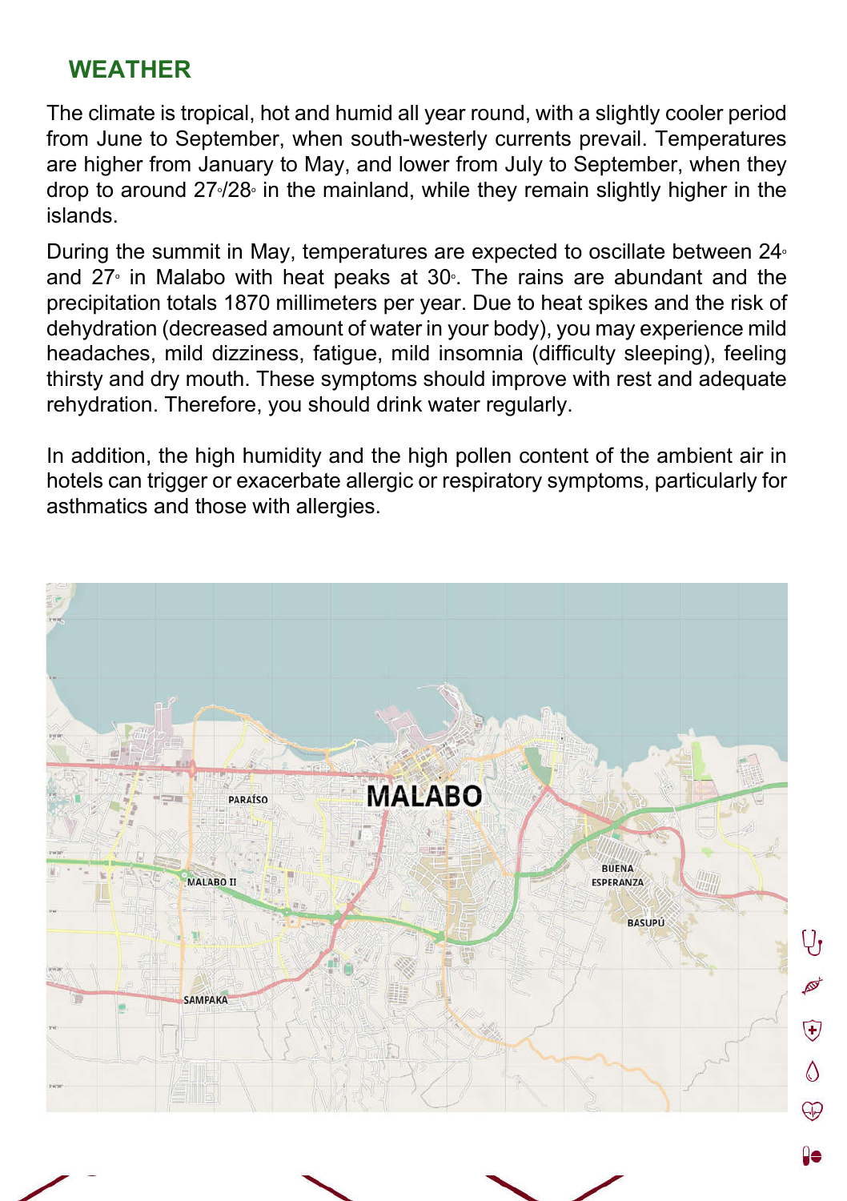## WEATHER

The climate is tropical, hot and humid all year round, with a slightly cooler period from June to September, when south-westerly currents prevail. Temperatures are higher from January to May, and lower from July to September, when they drop to around 27°/28° in the mainland, while they remain slightly higher in the islands.

During the summit in May, temperatures are expected to oscillate between 24° and 27° in Malabo with heat peaks at 30°. The rains are abundant and the precipitation totals 1870 millimeters per year. Due to heat spikes and the risk of dehydration (decreased amount of water in your body), you may experience mild headaches, mild dizziness, fatigue, mild insomnia (difficulty sleeping), feeling thirsty and dry mouth. These symptoms should improve with rest and adequate rehydration. Therefore, you should drink water regularly.

In addition, the high humidity and the high pollen content of the ambient air in hotels can trigger or exacerbate allergic or respiratory symptoms, particularly for asthmatics and those with allergies.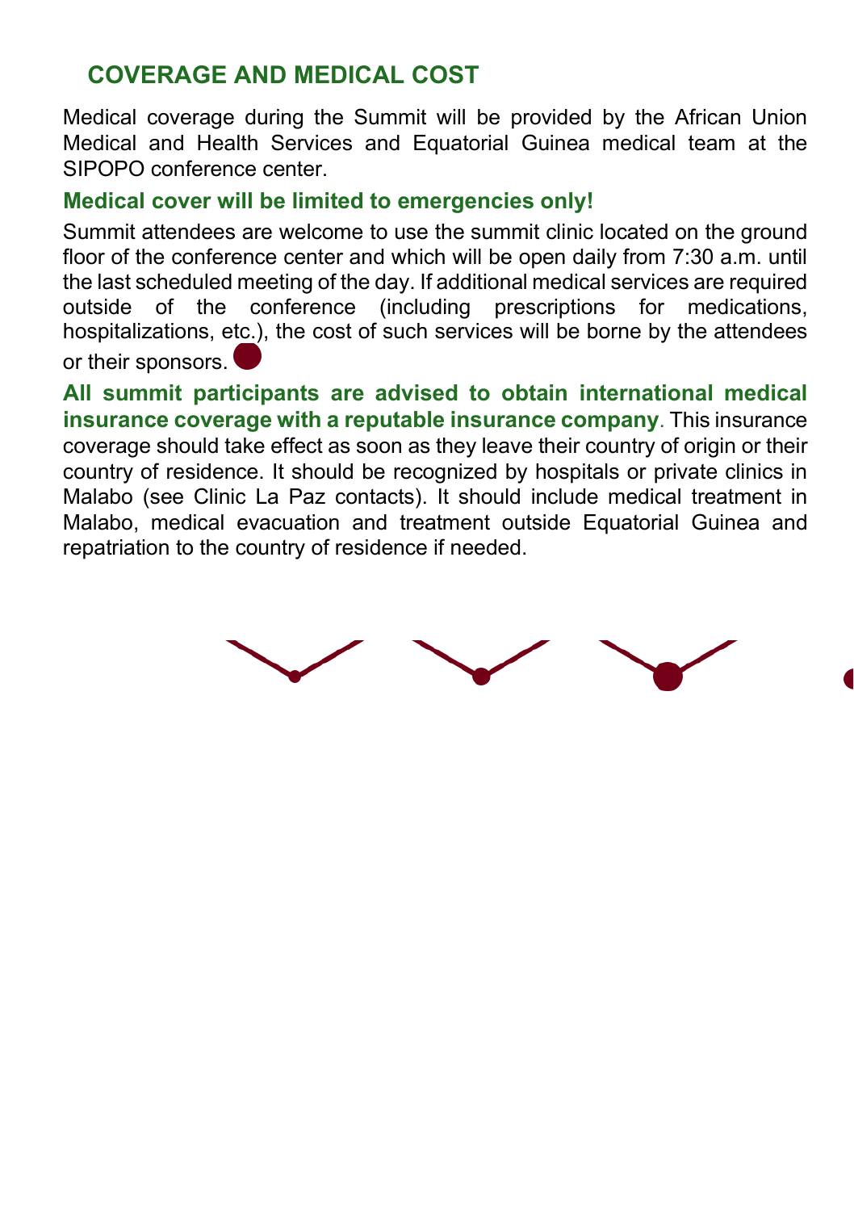## COVERAGE AND MEDICAL COST

Medical coverage during the Summit will be provided by the African Union Medical and Health Services and Equatorial Guinea medical team at the SIPOPO conference center.

**Medical cover will be limited to emergencies only!**

Summit attendees are welcome to use the summit clinic located on the ground floor of the conference center and which will be open daily from 7:30 a.m. until the last scheduled meeting of the day. If additional medical services are required outside of the conference (including prescriptions for medications, hospitalizations, etc.), the cost of such services will be borne by the attendees or their sponsors.

**All summit participants are advised to obtain international medical insurance coverage with a reputable insurance company**. This insurance coverage should take effect as soon as they leave their country of origin or their country of residence. It should be recognized by hospitals or private clinics in Malabo (see Clinic La Paz contacts). It should include medical treatment in Malabo, medical evacuation and treatment outside Equatorial Guinea and repatriation to the country of residence if needed.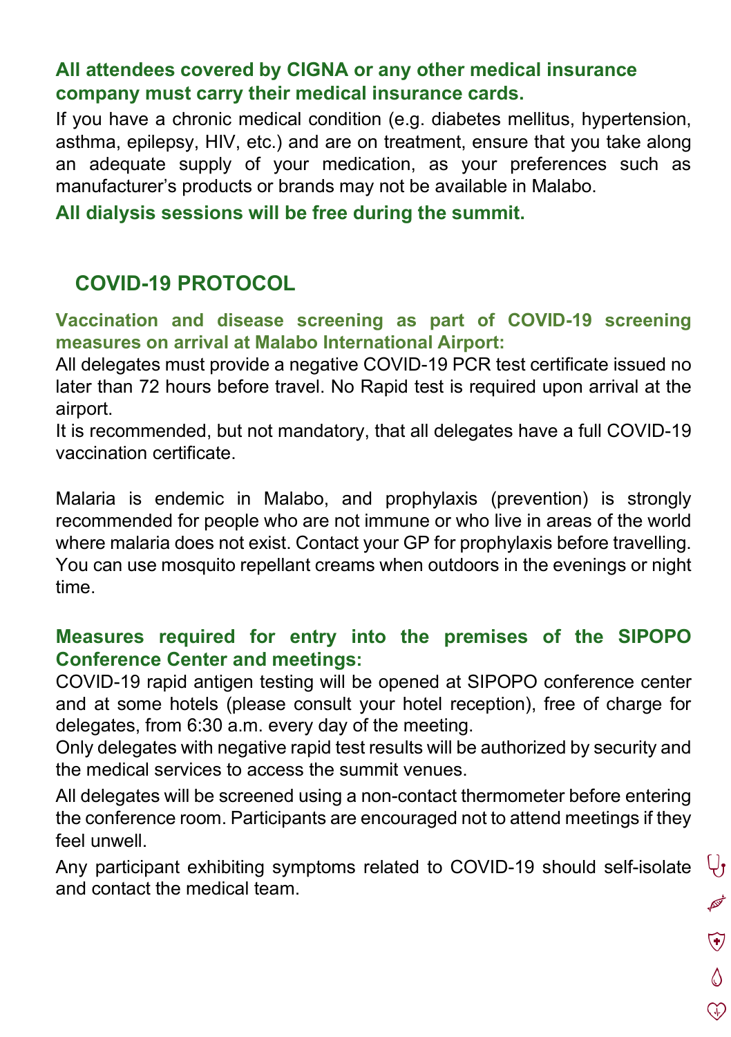**All attendees covered by CIGNA or any other medical insurance company must carry their medical insurance cards.**

If you have a chronic medical condition (e.g. diabetes mellitus, hypertension, asthma, epilepsy, HIV, etc.) and are on treatment, ensure that you take along an adequate supply of your medication, as your preferences such as manufacturer's products or brands may not be available in Malabo.

**All dialysis sessions will be free during the summit.**

## COVID-19 PROTOCOL

**Vaccination and disease screening as part of COVID-19 screening measures on arrival at Malabo International Airport:**

All delegates must provide a negative COVID-19 PCR test certificate issued no later than 72 hours before travel. No Rapid test is required upon arrival at the airport.

It is recommended, but not mandatory, that all delegates have a full COVID-19 vaccination certificate.

Malaria is endemic in Malabo, and prophylaxis (prevention) is strongly recommended for people who are not immune or who live in areas of the world where malaria does not exist. Contact your GP for prophylaxis before travelling. You can use mosquito repellant creams when outdoors in the evenings or night time.

**Measures required for entry into the premises of the SIPOPO Conference Center and meetings:**

COVID-19 rapid antigen testing will be opened at SIPOPO conference center and at some hotels (please consult your hotel reception), free of charge for delegates, from 6:30 a.m. every day of the meeting.

Only delegates with negative rapid test results will be authorized by security and the medical services to access the summit venues.

All delegates will be screened using a non-contact thermometer before entering the conference room. Participants are encouraged not to attend meetings if they feel unwell.

Any participant exhibiting symptoms related to COVID-19 should self-isolate and contact the medical team.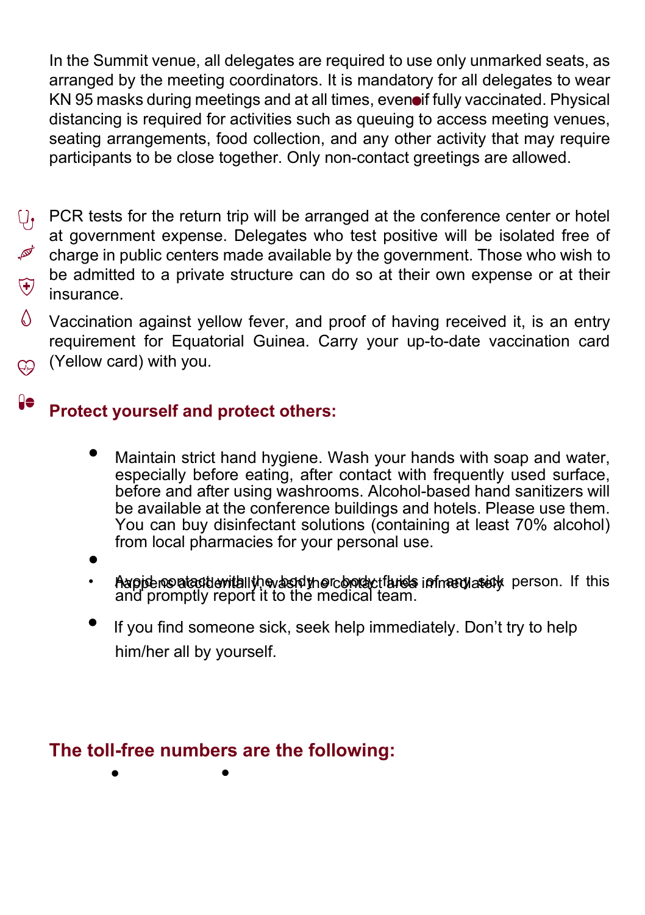In the Summit venue, all delegates are required to use only unmarked seats, as arranged by the meeting coordinators. It is mandatory for all delegates to wear KN 95 masks during meetings and at all times, even if fully vaccinated. Physical distancing is required for activities such as queuing to access meeting venues, seating arrangements, food collection, and any other activity that may require participants to be close together. Only non-contact greetings are allowed.

PCR tests for the return trip will be arranged at the conference center or hotel at government expense. Delegates who test positive will be isolated free of charge in public centers made available by the government. Those who wish to be admitted to a private structure can do so at their own expense or at their insurance.

Vaccination against yellow fever, and proof of having received it, is an entry requirement for Equatorial Guinea. Carry your up-to-date vaccination card (Yellow card) with you.

## Protect yourself and protect others:

- Maintain strict hand hygiene. Wash your hands with soap and water, especially before eating, after contact with frequently used surface, before and after using washrooms. Alcohol-based hand sanitizers will be available at the conference buildings and hotels. Please use them. You can buy disinfectant solutions (containing at least 70% alcohol) from local pharmacies for your personal use.
- Avoid contact with the body or body fluids of any sick person. If this happens accidentally, wash the contact area immediately and promptly report it to the medical team.
- If you find someone sick, seek help immediately. Don't try to help him/her all by yourself.

## The toll-free numbers are the following: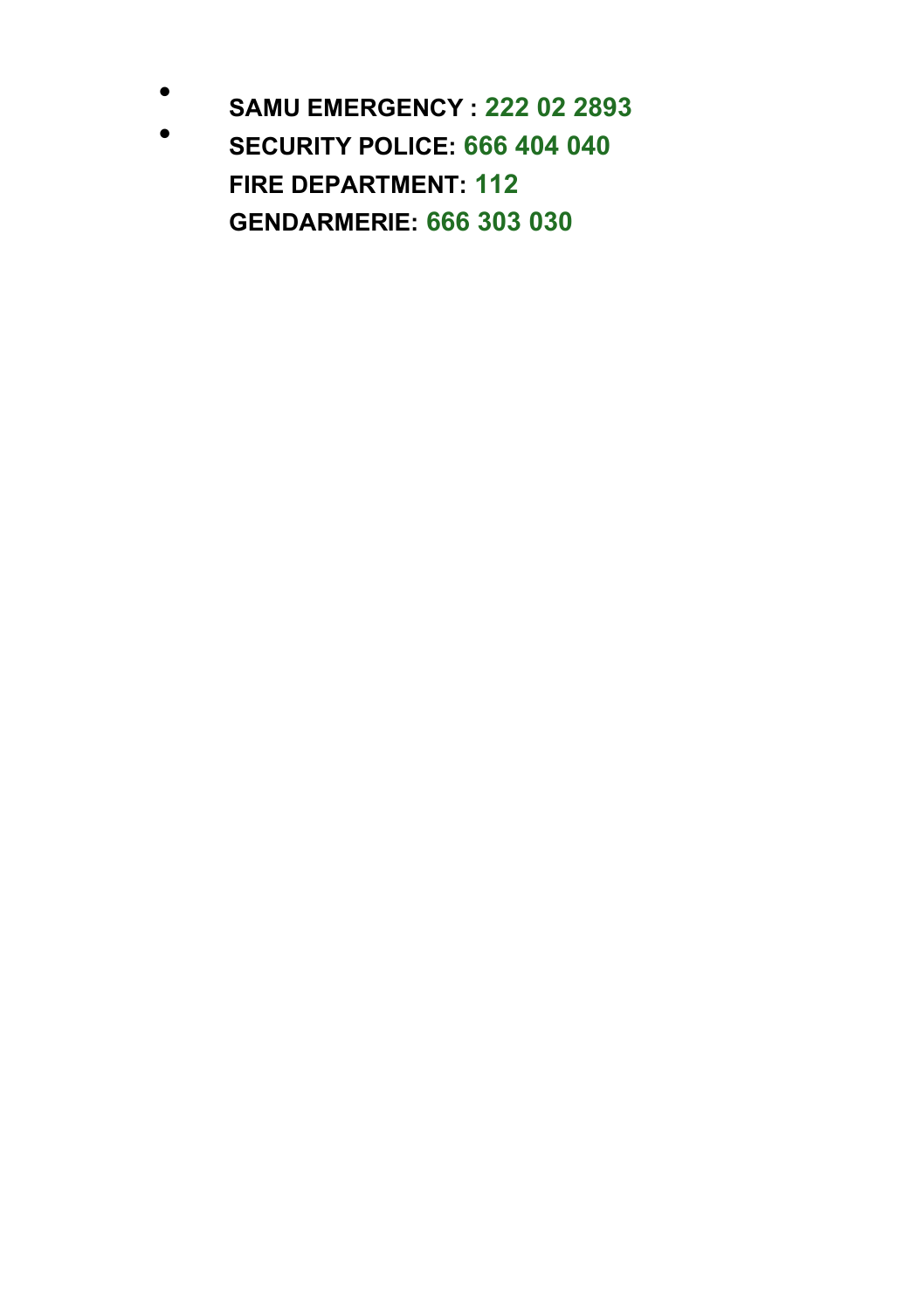- **SAMU EMERGENCY : 222 02 2893**
- **SECURITY POLICE: 666 404 040**

**FIRE DEPARTMENT: 112**

**GENDARMERIE: 666 303 030**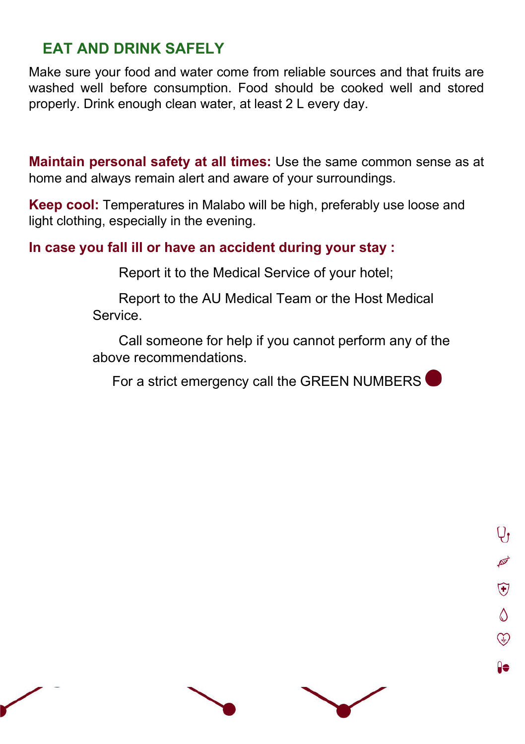## EAT AND DRINK SAFELY

Make sure your food and water come from reliable sources and that fruits are washed well before consumption. Food should be cooked well and stored properly. Drink enough clean water, at least 2 L every day.

**Maintain personal safety at all times:** Use the same common sense as at home and always remain alert and aware of your surroundings.

**Keep cool:** Temperatures in Malabo will be high, preferably use loose and light clothing, especially in the evening.

**In case you fall ill or have an accident during your stay :**

- Report it to the Medical Service of your hotel;
- Report to the AU Medical Team or the Host Medical Service.
- Call someone for help if you cannot perform any of the above recommendations.

For a strict emergency call the GREEN NUMBERS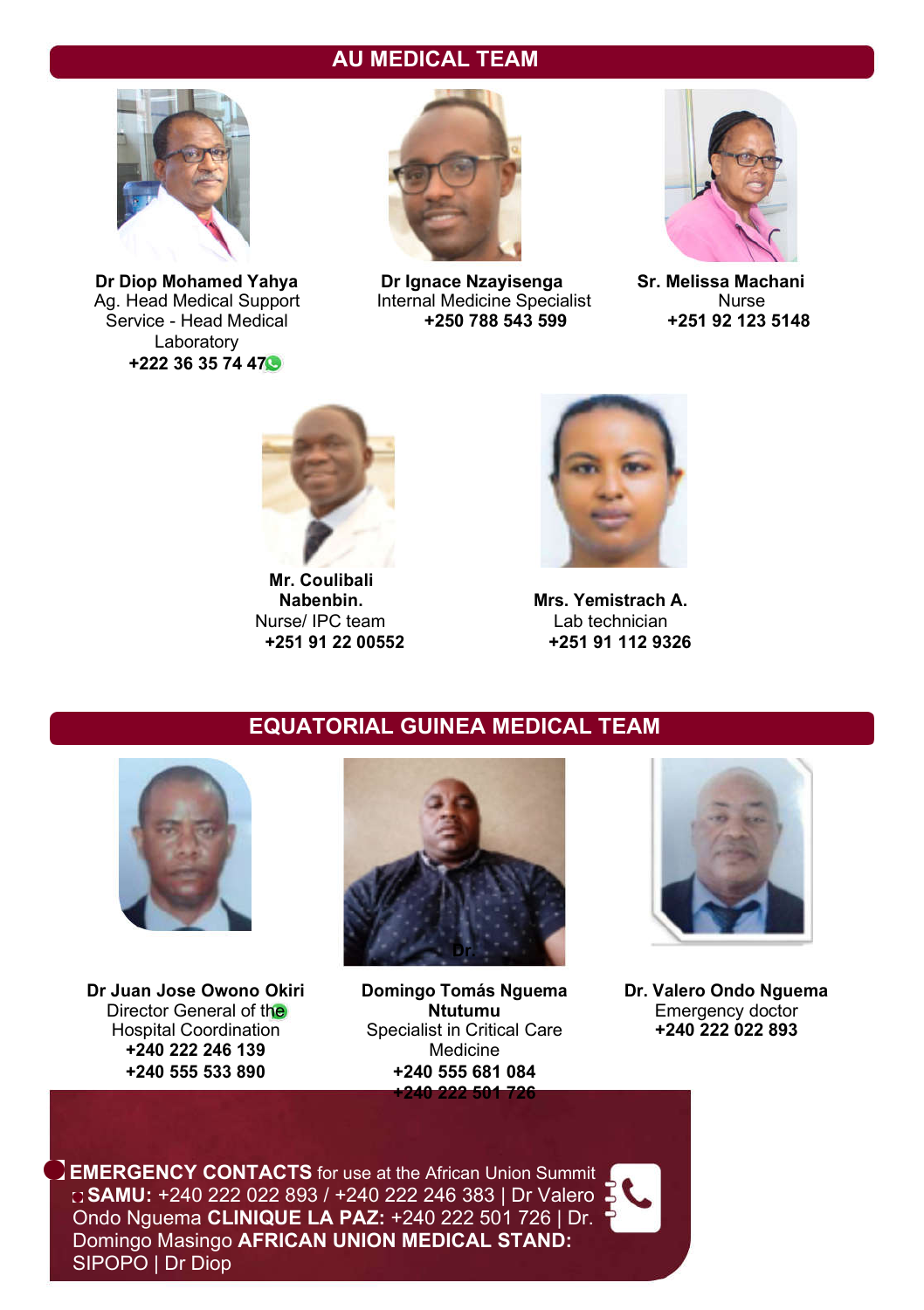## AU MEDICAL TEAM

**Dr Diop Mohamed Yahya**
Ag. Head Medical Support Service - Head Medical Laboratory
**+222 36 35 74 47**

**Dr Ignace Nzayisenga**
Internal Medicine Specialist
**+250 788 543 599**

**Sr. Melissa Machani**
Nurse
**+251 92 123 5148**

**Mr. Coulibali Nabenbin.**
Nurse/ IPC team
**+251 91 22 00552**

**Mrs. Yemistrach A.**
Lab technician
**+251 91 112 9326**

## EQUATORIAL GUINEA MEDICAL TEAM

**Dr Juan Jose Owono Okiri**
Director General of the Hospital Coordination
**+240 222 246 139**
**+240 555 533 890**

**Dr. Domingo Tomás Nguema Ntutumu**
Specialist in Critical Care Medicine
**+240 555 681 084**
**+240 222 501 726**

**Dr. Valero Ondo Nguema**
Emergency doctor
**+240 222 022 893**

**EMERGENCY CONTACTS** for use at the African Union Summit
**SAMU:** +240 222 022 893 / +240 222 246 383 | Dr Valero Ondo Nguema **CLINIQUE LA PAZ:** +240 222 501 726 | Dr. Domingo Masingo **AFRICAN UNION MEDICAL STAND:** SIPOPO | Dr Diop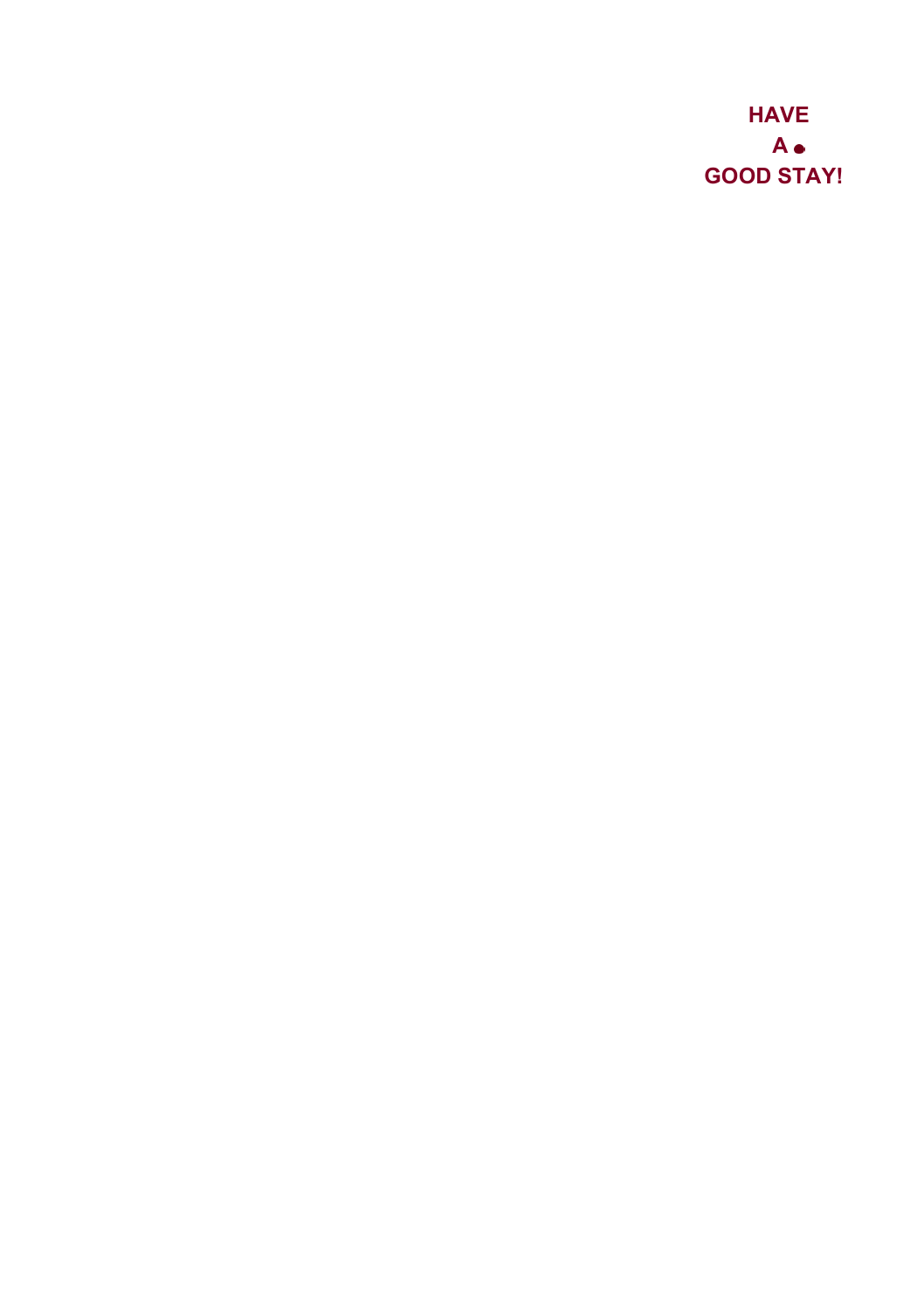**HAVE**

**A**

**GOOD STAY!**